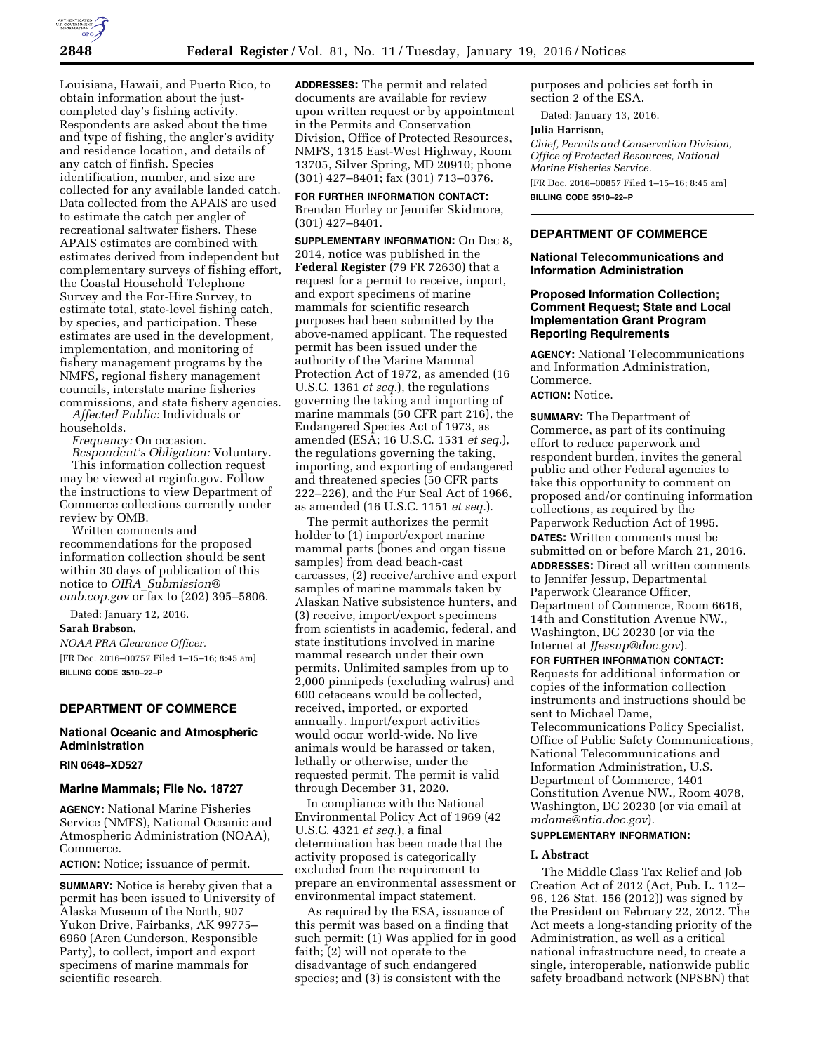Louisiana, Hawaii, and Puerto Rico, to obtain information about the just-completed day's fishing activity. Respondents are asked about the time and type of fishing, the angler's avidity and residence location, and details of any catch of finfish. Species identification, number, and size are collected for any available landed catch. Data collected from the APAIS are used to estimate the catch per angler of recreational saltwater fishers. These APAIS estimates are combined with estimates derived from independent but complementary surveys of fishing effort, the Coastal Household Telephone Survey and the For-Hire Survey, to estimate total, state-level fishing catch, by species, and participation. These estimates are used in the development, implementation, and monitoring of fishery management programs by the NMFS, regional fishery management councils, interstate marine fisheries commissions, and state fishery agencies.

*Affected Public:* Individuals or households.

*Frequency:* On occasion.

*Respondent's Obligation:* Voluntary.

This information collection request may be viewed at reginfo.gov. Follow the instructions to view Department of Commerce collections currently under review by OMB.

Written comments and recommendations for the proposed information collection should be sent within 30 days of publication of this notice to *OIRA_Submission@omb.eop.gov* or fax to (202) 395–5806.

Dated: January 12, 2016.

**Sarah Brabson,**

*NOAA PRA Clearance Officer.*

[FR Doc. 2016–00757 Filed 1–15–16; 8:45 am]

**BILLING CODE 3510–22–P**

## DEPARTMENT OF COMMERCE

### National Oceanic and Atmospheric Administration

**RIN 0648–XD527**

### Marine Mammals; File No. 18727

**AGENCY:** National Marine Fisheries Service (NMFS), National Oceanic and Atmospheric Administration (NOAA), Commerce.

**ACTION:** Notice; issuance of permit.

**SUMMARY:** Notice is hereby given that a permit has been issued to University of Alaska Museum of the North, 907 Yukon Drive, Fairbanks, AK 99775–6960 (Aren Gunderson, Responsible Party), to collect, import and export specimens of marine mammals for scientific research.

**ADDRESSES:** The permit and related documents are available for review upon written request or by appointment in the Permits and Conservation Division, Office of Protected Resources, NMFS, 1315 East-West Highway, Room 13705, Silver Spring, MD 20910; phone (301) 427–8401; fax (301) 713–0376.

**FOR FURTHER INFORMATION CONTACT:** Brendan Hurley or Jennifer Skidmore, (301) 427–8401.

**SUPPLEMENTARY INFORMATION:** On Dec 8, 2014, notice was published in the **Federal Register** (79 FR 72630) that a request for a permit to receive, import, and export specimens of marine mammals for scientific research purposes had been submitted by the above-named applicant. The requested permit has been issued under the authority of the Marine Mammal Protection Act of 1972, as amended (16 U.S.C. 1361 *et seq.*), the regulations governing the taking and importing of marine mammals (50 CFR part 216), the Endangered Species Act of 1973, as amended (ESA; 16 U.S.C. 1531 *et seq.*), the regulations governing the taking, importing, and exporting of endangered and threatened species (50 CFR parts 222–226), and the Fur Seal Act of 1966, as amended (16 U.S.C. 1151 *et seq.*).

The permit authorizes the permit holder to (1) import/export marine mammal parts (bones and organ tissue samples) from dead beach-cast carcasses, (2) receive/archive and export samples of marine mammals taken by Alaskan Native subsistence hunters, and (3) receive, import/export specimens from scientists in academic, federal, and state institutions involved in marine mammal research under their own permits. Unlimited samples from up to 2,000 pinnipeds (excluding walrus) and 600 cetaceans would be collected, received, imported, or exported annually. Import/export activities would occur world-wide. No live animals would be harassed or taken, lethally or otherwise, under the requested permit. The permit is valid through December 31, 2020.

In compliance with the National Environmental Policy Act of 1969 (42 U.S.C. 4321 *et seq.*), a final determination has been made that the activity proposed is categorically excluded from the requirement to prepare an environmental assessment or environmental impact statement.

As required by the ESA, issuance of this permit was based on a finding that such permit: (1) Was applied for in good faith; (2) will not operate to the disadvantage of such endangered species; and (3) is consistent with the purposes and policies set forth in section 2 of the ESA.

Dated: January 13, 2016.

**Julia Harrison,**

*Chief, Permits and Conservation Division, Office of Protected Resources, National Marine Fisheries Service.*

[FR Doc. 2016–00857 Filed 1–15–16; 8:45 am]

**BILLING CODE 3510–22–P**

## DEPARTMENT OF COMMERCE

### National Telecommunications and Information Administration

### Proposed Information Collection; Comment Request; State and Local Implementation Grant Program Reporting Requirements

**AGENCY:** National Telecommunications and Information Administration, Commerce.

**ACTION:** Notice.

**SUMMARY:** The Department of Commerce, as part of its continuing effort to reduce paperwork and respondent burden, invites the general public and other Federal agencies to take this opportunity to comment on proposed and/or continuing information collections, as required by the Paperwork Reduction Act of 1995.

**DATES:** Written comments must be submitted on or before March 21, 2016.

**ADDRESSES:** Direct all written comments to Jennifer Jessup, Departmental Paperwork Clearance Officer, Department of Commerce, Room 6616, 14th and Constitution Avenue NW., Washington, DC 20230 (or via the Internet at *JJessup@doc.gov*).

**FOR FURTHER INFORMATION CONTACT:** Requests for additional information or copies of the information collection instruments and instructions should be sent to Michael Dame, Telecommunications Policy Specialist, Office of Public Safety Communications, National Telecommunications and Information Administration, U.S. Department of Commerce, 1401 Constitution Avenue NW., Room 4078, Washington, DC 20230 (or via email at *mdame@ntia.doc.gov*).

**SUPPLEMENTARY INFORMATION:**

#### I. Abstract

The Middle Class Tax Relief and Job Creation Act of 2012 (Act, Pub. L. 112–96, 126 Stat. 156 (2012)) was signed by the President on February 22, 2012. The Act meets a long-standing priority of the Administration, as well as a critical national infrastructure need, to create a single, interoperable, nationwide public safety broadband network (NPSBN) that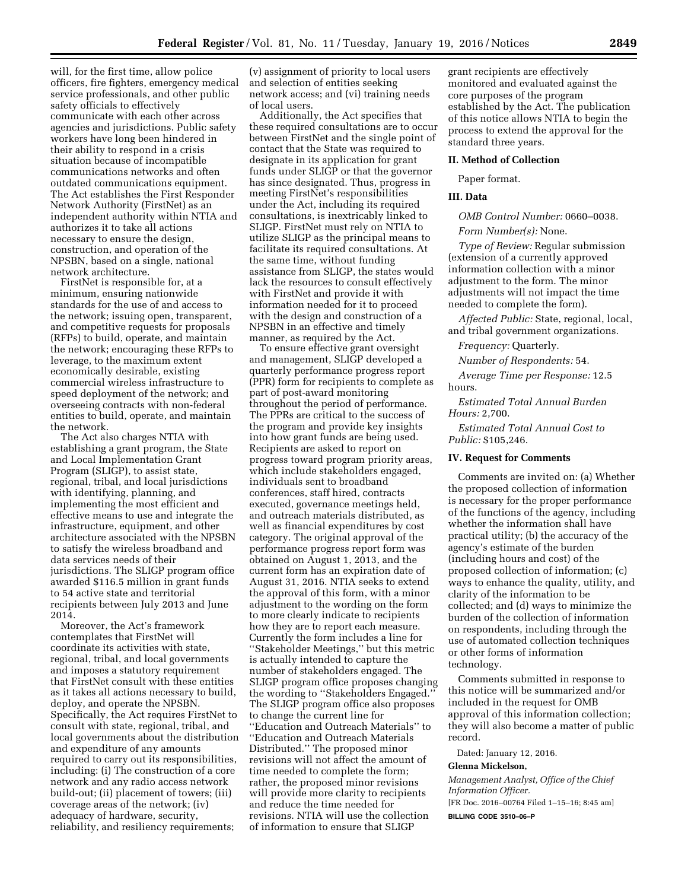will, for the first time, allow police officers, fire fighters, emergency medical service professionals, and other public safety officials to effectively communicate with each other across agencies and jurisdictions. Public safety workers have long been hindered in their ability to respond in a crisis situation because of incompatible communications networks and often outdated communications equipment. The Act establishes the First Responder Network Authority (FirstNet) as an independent authority within NTIA and authorizes it to take all actions necessary to ensure the design, construction, and operation of the NPSBN, based on a single, national network architecture.

FirstNet is responsible for, at a minimum, ensuring nationwide standards for the use of and access to the network; issuing open, transparent, and competitive requests for proposals (RFPs) to build, operate, and maintain the network; encouraging these RFPs to leverage, to the maximum extent economically desirable, existing commercial wireless infrastructure to speed deployment of the network; and overseeing contracts with non-federal entities to build, operate, and maintain the network.

The Act also charges NTIA with establishing a grant program, the State and Local Implementation Grant Program (SLIGP), to assist state, regional, tribal, and local jurisdictions with identifying, planning, and implementing the most efficient and effective means to use and integrate the infrastructure, equipment, and other architecture associated with the NPSBN to satisfy the wireless broadband and data services needs of their jurisdictions. The SLIGP program office awarded $116.5 million in grant funds to 54 active state and territorial recipients between July 2013 and June 2014.

Moreover, the Act's framework contemplates that FirstNet will coordinate its activities with state, regional, tribal, and local governments and imposes a statutory requirement that FirstNet consult with these entities as it takes all actions necessary to build, deploy, and operate the NPSBN. Specifically, the Act requires FirstNet to consult with state, regional, tribal, and local governments about the distribution and expenditure of any amounts required to carry out its responsibilities, including: (i) The construction of a core network and any radio access network build-out; (ii) placement of towers; (iii) coverage areas of the network; (iv) adequacy of hardware, security, reliability, and resiliency requirements; (v) assignment of priority to local users and selection of entities seeking network access; and (vi) training needs of local users.

Additionally, the Act specifies that these required consultations are to occur between FirstNet and the single point of contact that the State was required to designate in its application for grant funds under SLIGP or that the governor has since designated. Thus, progress in meeting FirstNet's responsibilities under the Act, including its required consultations, is inextricably linked to SLIGP. FirstNet must rely on NTIA to utilize SLIGP as the principal means to facilitate its required consultations. At the same time, without funding assistance from SLIGP, the states would lack the resources to consult effectively with FirstNet and provide it with information needed for it to proceed with the design and construction of a NPSBN in an effective and timely manner, as required by the Act.

To ensure effective grant oversight and management, SLIGP developed a quarterly performance progress report (PPR) form for recipients to complete as part of post-award monitoring throughout the period of performance. The PPRs are critical to the success of the program and provide key insights into how grant funds are being used. Recipients are asked to report on progress toward program priority areas, which include stakeholders engaged, individuals sent to broadband conferences, staff hired, contracts executed, governance meetings held, and outreach materials distributed, as well as financial expenditures by cost category. The original approval of the performance progress report form was obtained on August 1, 2013, and the current form has an expiration date of August 31, 2016. NTIA seeks to extend the approval of this form, with a minor adjustment to the wording on the form to more clearly indicate to recipients how they are to report each measure. Currently the form includes a line for "Stakeholder Meetings," but this metric is actually intended to capture the number of stakeholders engaged. The SLIGP program office proposes changing the wording to "Stakeholders Engaged." The SLIGP program office also proposes to change the current line for "Education and Outreach Materials" to "Education and Outreach Materials Distributed." The proposed minor revisions will not affect the amount of time needed to complete the form; rather, the proposed minor revisions will provide more clarity to recipients and reduce the time needed for revisions. NTIA will use the collection of information to ensure that SLIGP grant recipients are effectively monitored and evaluated against the core purposes of the program established by the Act. The publication of this notice allows NTIA to begin the process to extend the approval for the standard three years.

## II. Method of Collection

Paper format.

## III. Data

*OMB Control Number:* 0660–0038.

*Form Number(s):* None.

*Type of Review:* Regular submission (extension of a currently approved information collection with a minor adjustment to the form. The minor adjustments will not impact the time needed to complete the form).

*Affected Public:* State, regional, local, and tribal government organizations.

*Frequency:* Quarterly.

*Number of Respondents:* 54.

*Average Time per Response:* 12.5 hours.

*Estimated Total Annual Burden Hours:* 2,700.

*Estimated Total Annual Cost to Public:* $105,246.

## IV. Request for Comments

Comments are invited on: (a) Whether the proposed collection of information is necessary for the proper performance of the functions of the agency, including whether the information shall have practical utility; (b) the accuracy of the agency's estimate of the burden (including hours and cost) of the proposed collection of information; (c) ways to enhance the quality, utility, and clarity of the information to be collected; and (d) ways to minimize the burden of the collection of information on respondents, including through the use of automated collection techniques or other forms of information technology.

Comments submitted in response to this notice will be summarized and/or included in the request for OMB approval of this information collection; they will also become a matter of public record.

Dated: January 12, 2016.

**Glenna Mickelson,**

*Management Analyst, Office of the Chief Information Officer.*

[FR Doc. 2016–00764 Filed 1–15–16; 8:45 am]

**BILLING CODE 3510–06–P**